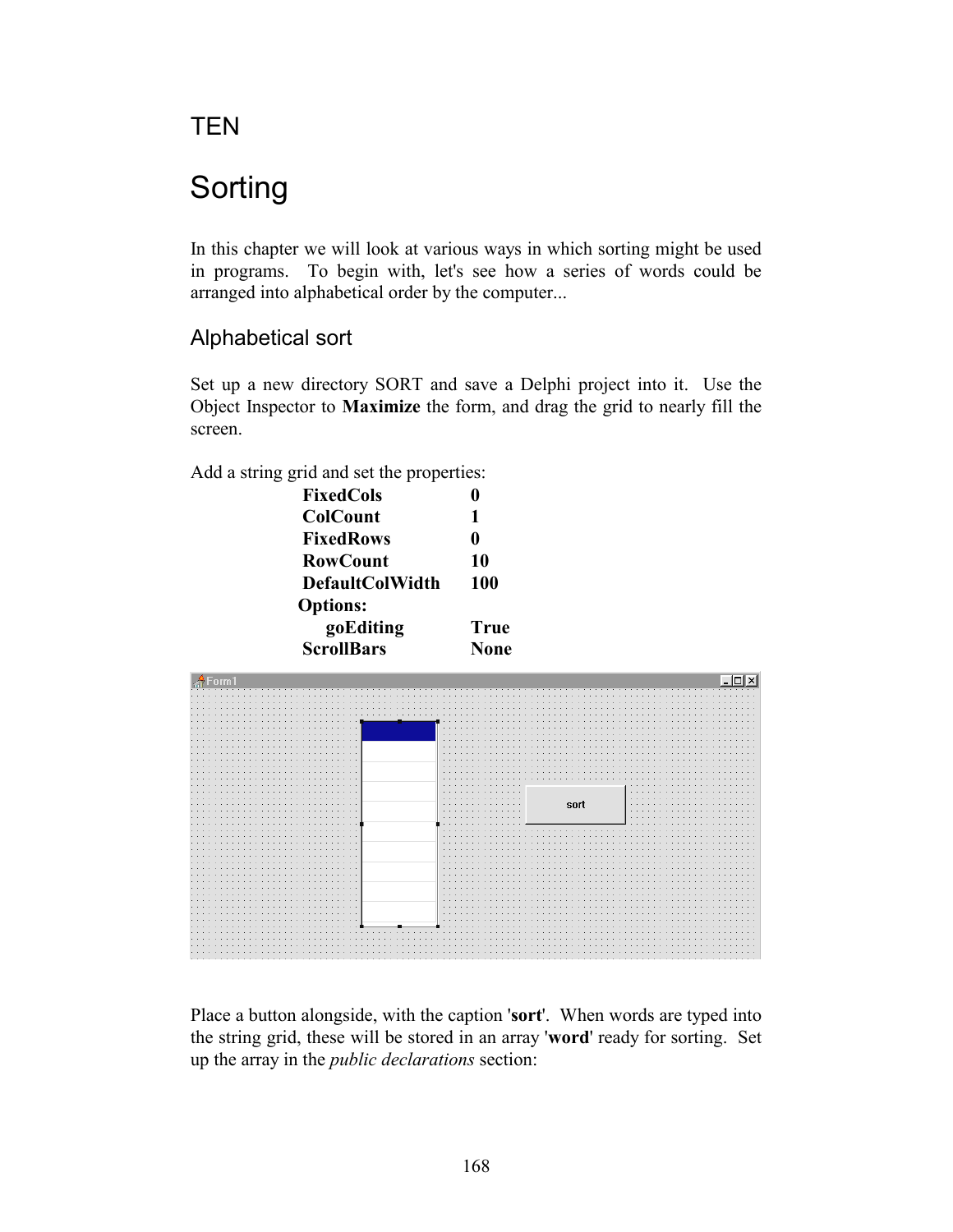# TEN

# Sorting

In this chapter we will look at various ways in which sorting might be used in programs. To begin with, let's see how a series of words could be arranged into alphabetical order by the computer...

## Alphabetical sort

Set up a new directory SORT and save a Delphi project into it. Use the Object Inspector to **Maximize** the form, and drag the grid to nearly fill the screen.

Add a string grid and set the properties:

| | |
|---|---|
| **FixedCols** | **0** |
| **ColCount** | **1** |
| **FixedRows** | **0** |
| **RowCount** | **10** |
| **DefaultColWidth** | **100** |
| **Options:** | |
| **goEditing** | **True** |
| **ScrollBars** | **None** |

Place a button alongside, with the caption '**sort**'. When words are typed into the string grid, these will be stored in an array '**word**' ready for sorting. Set up the array in the *public declarations* section: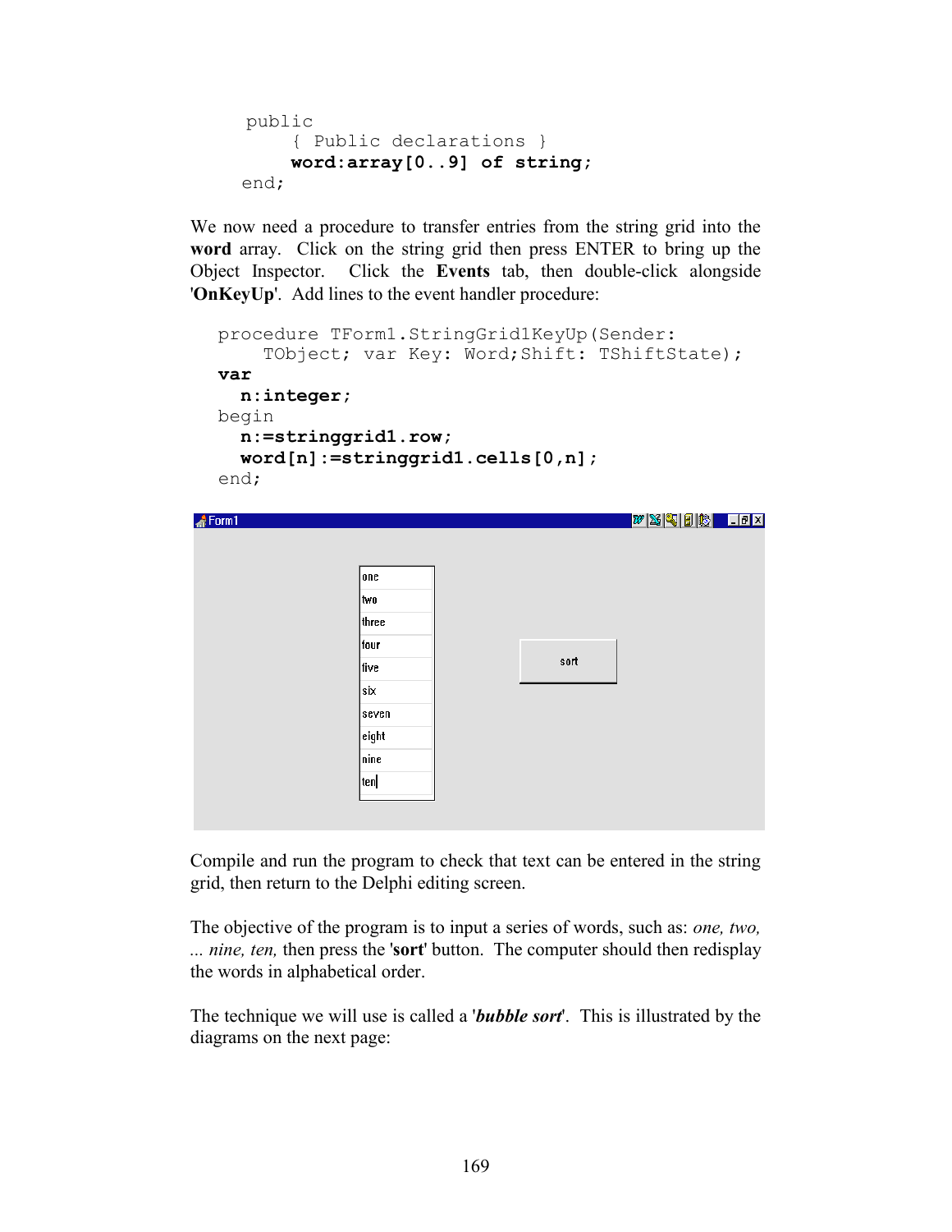```
public
    { Public declarations }
    word:array[0..9] of string;
end;
```

We now need a procedure to transfer entries from the string grid into the **word** array. Click on the string grid then press ENTER to bring up the Object Inspector. Click the **Events** tab, then double-click alongside '**OnKeyUp**'. Add lines to the event handler procedure:

```
procedure TForm1.StringGrid1KeyUp(Sender:
    TObject; var Key: Word;Shift: TShiftState);
var
  n:integer;
begin
  n:=stringgrid1.row;
  word[n]:=stringgrid1.cells[0,n];
end;
```

Compile and run the program to check that text can be entered in the string grid, then return to the Delphi editing screen.

The objective of the program is to input a series of words, such as: *one, two, ... nine, ten,* then press the '**sort**' button. The computer should then redisplay the words in alphabetical order.

The technique we will use is called a '***bubble sort***'. This is illustrated by the diagrams on the next page: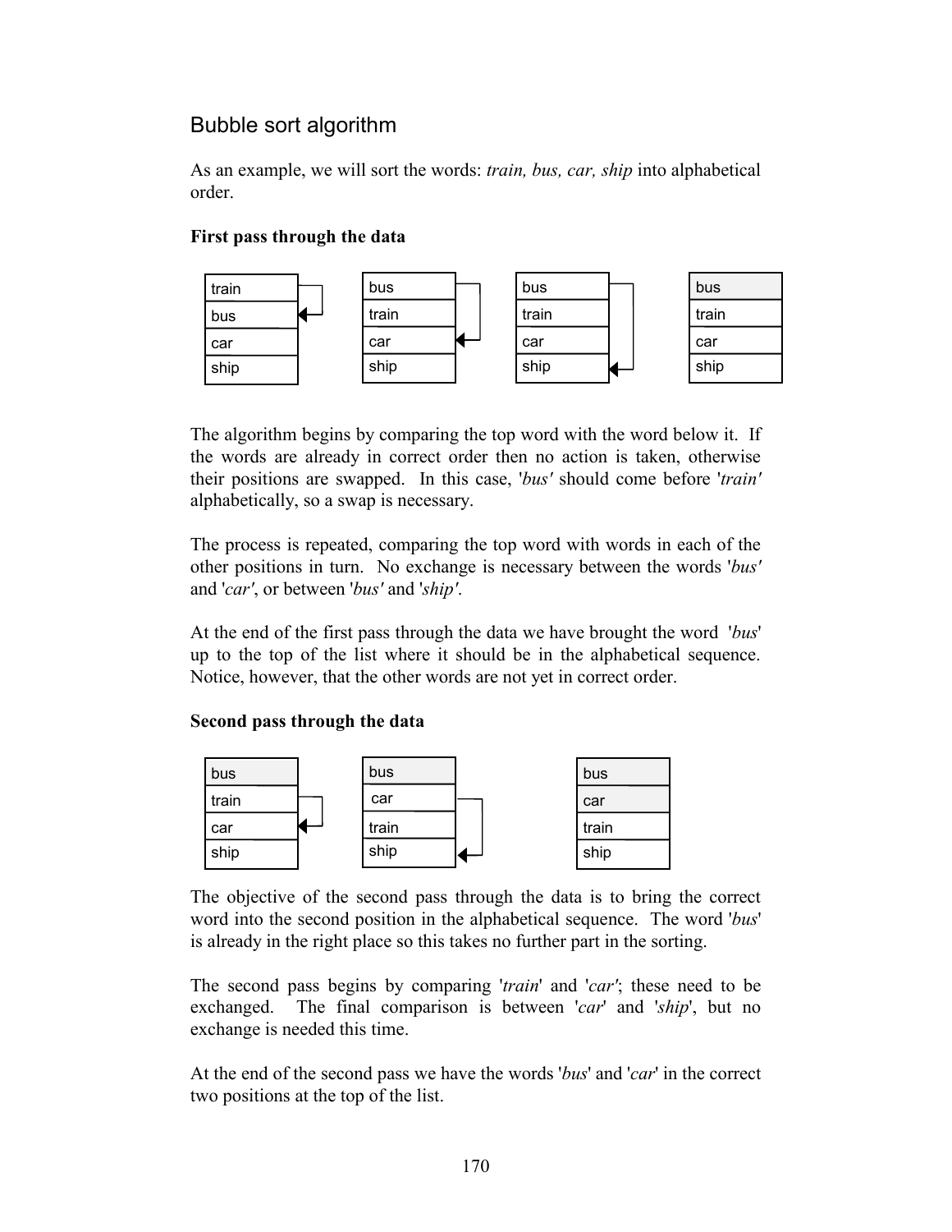## Bubble sort algorithm

As an example, we will sort the words: *train, bus, car, ship* into alphabetical order.

**First pass through the data**

| train | bus | bus | bus |
|---|---|---|---|
| bus | train | train | train |
| car | car | car | car |
| ship | ship | ship | ship |

The algorithm begins by comparing the top word with the word below it. If the words are already in correct order then no action is taken, otherwise their positions are swapped. In this case, '*bus'* should come before '*train'* alphabetically, so a swap is necessary.

The process is repeated, comparing the top word with words in each of the other positions in turn. No exchange is necessary between the words '*bus'* and '*car'*, or between '*bus'* and '*ship'*.

At the end of the first pass through the data we have brought the word '*bus*' up to the top of the list where it should be in the alphabetical sequence. Notice, however, that the other words are not yet in correct order.

**Second pass through the data**

| bus | bus | bus |
|---|---|---|
| train | car | car |
| car | train | train |
| ship | ship | ship |

The objective of the second pass through the data is to bring the correct word into the second position in the alphabetical sequence. The word '*bus*' is already in the right place so this takes no further part in the sorting.

The second pass begins by comparing '*train*' and '*car'*; these need to be exchanged. The final comparison is between '*car*' and '*ship*', but no exchange is needed this time.

At the end of the second pass we have the words '*bus*' and '*car*' in the correct two positions at the top of the list.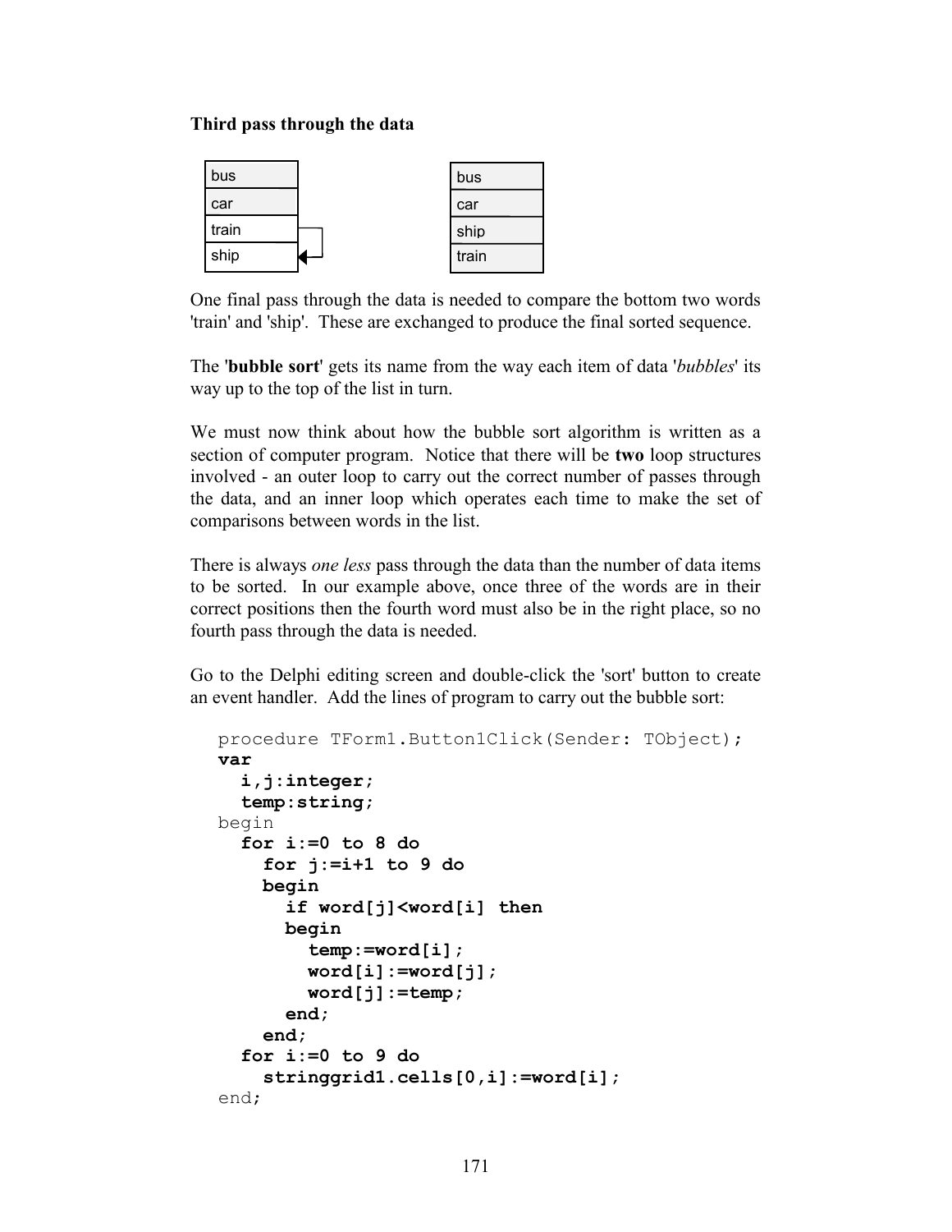**Third pass through the data**

| bus |
|---|
| car |
| train |
| ship |

| bus |
|---|
| car |
| ship |
| train |

One final pass through the data is needed to compare the bottom two words 'train' and 'ship'. These are exchanged to produce the final sorted sequence.

The '**bubble sort**' gets its name from the way each item of data '*bubbles*' its way up to the top of the list in turn.

We must now think about how the bubble sort algorithm is written as a section of computer program. Notice that there will be **two** loop structures involved - an outer loop to carry out the correct number of passes through the data, and an inner loop which operates each time to make the set of comparisons between words in the list.

There is always *one less* pass through the data than the number of data items to be sorted. In our example above, once three of the words are in their correct positions then the fourth word must also be in the right place, so no fourth pass through the data is needed.

Go to the Delphi editing screen and double-click the 'sort' button to create an event handler. Add the lines of program to carry out the bubble sort:

```
procedure TForm1.Button1Click(Sender: TObject);
var
  i,j:integer;
  temp:string;
begin
  for i:=0 to 8 do
    for j:=i+1 to 9 do
    begin
      if word[j]<word[i] then
      begin
        temp:=word[i];
        word[i]:=word[j];
        word[j]:=temp;
      end;
    end;
  for i:=0 to 9 do
    stringgrid1.cells[0,i]:=word[i];
end;
```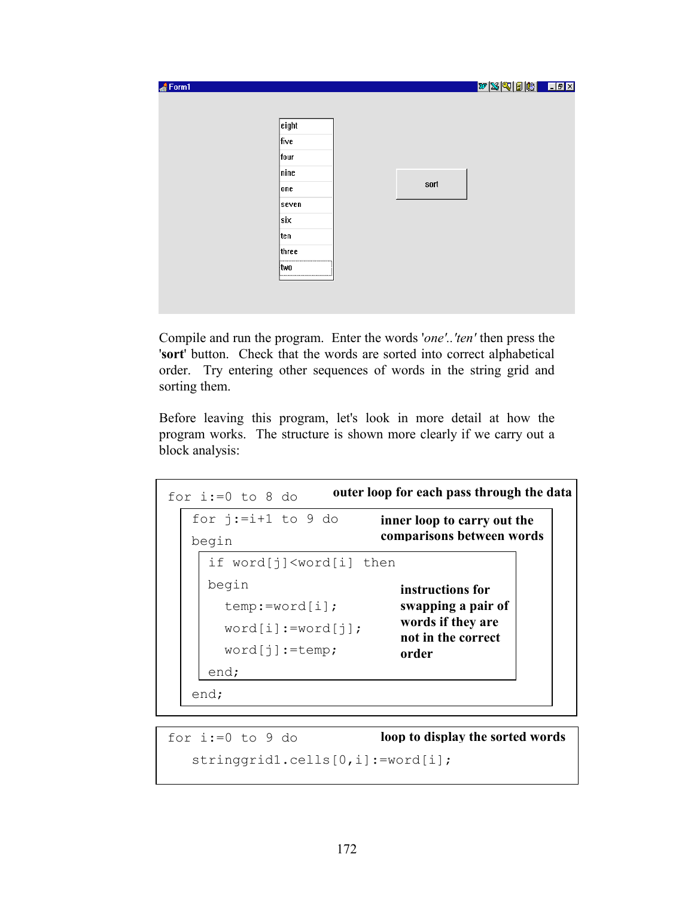Compile and run the program. Enter the words '*one*'..'*ten*' then press the '**sort**' button. Check that the words are sorted into correct alphabetical order. Try entering other sequences of words in the string grid and sorting them.

Before leaving this program, let's look in more detail at how the program works. The structure is shown more clearly if we carry out a block analysis:

```
for i:=0 to 8 do                    outer loop for each pass through the data
  for j:=i+1 to 9 do                inner loop to carry out the
  begin                             comparisons between words
    if word[j]<word[i] then
    begin                           instructions for
      temp:=word[i];                swapping a pair of
      word[i]:=word[j];             words if they are
      word[j]:=temp;                not in the correct
    end;                            order
  end;
```

```
for i:=0 to 9 do                    loop to display the sorted words
  stringgrid1.cells[0,i]:=word[i];
```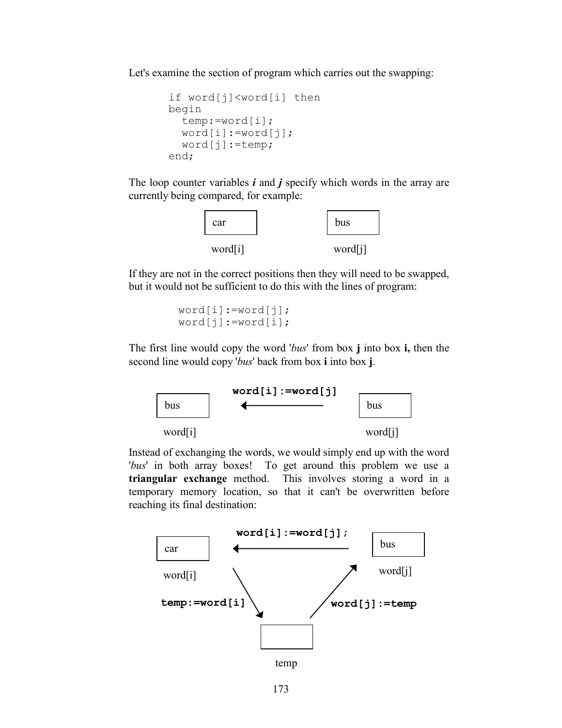Let's examine the section of program which carries out the swapping:

```
if word[j]<word[i] then
begin
  temp:=word[i];
  word[i]:=word[j];
  word[j]:=temp;
end;
```

The loop counter variables ***i*** and ***j*** specify which words in the array are currently being compared, for example:

| car | bus |
|---|---|
| word[i] | word[j] |

If they are not in the correct positions then they will need to be swapped, but it would not be sufficient to do this with the lines of program:

```
word[i]:=word[j];
word[j]:=word[i];
```

The first line would copy the word '*bus*' from box **j** into box **i,** then the second line would copy '*bus*' back from box **i** into box **j**.

**word[i]:=word[j]**

| bus | ← | bus |
|---|---|---|
| word[i] | | word[j] |

Instead of exchanging the words, we would simply end up with the word '*bus*' in both array boxes! To get around this problem we use a **triangular exchange** method. This involves storing a word in a temporary memory location, so that it can't be overwritten before reaching its final destination:

**word[i]:=word[j];**

| car | ← | bus |
|---|---|---|
| word[i] | | word[j] |

**temp:=word[i]** **word[j]:=temp**

temp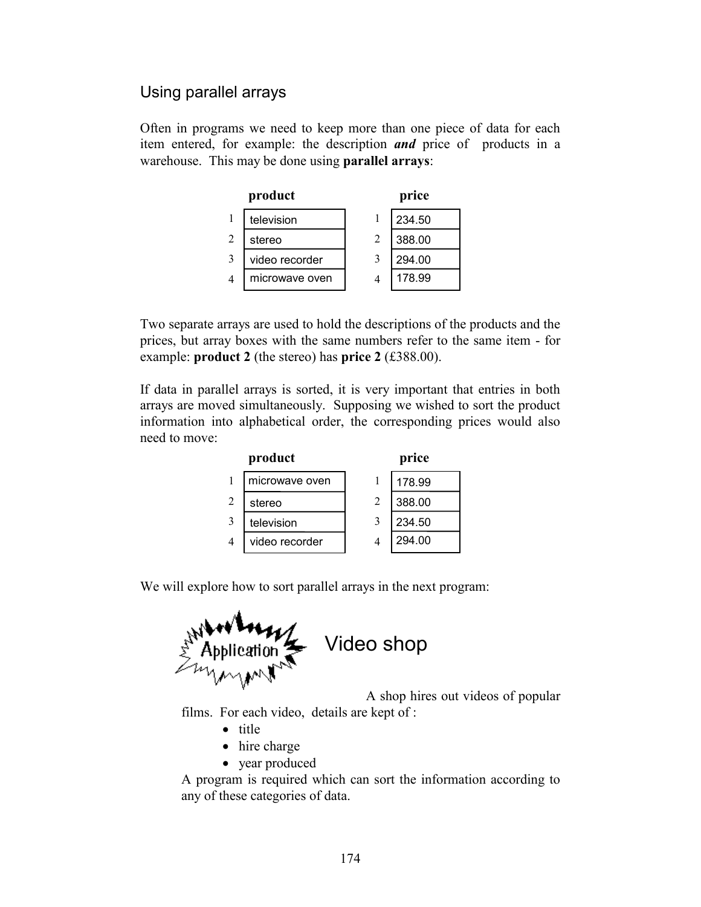## Using parallel arrays

Often in programs we need to keep more than one piece of data for each item entered, for example: the description ***and*** price of products in a warehouse. This may be done using **parallel arrays**:

| | **product** | | **price** |
|---|---|---|---|
| 1 | television | 1 | 234.50 |
| 2 | stereo | 2 | 388.00 |
| 3 | video recorder | 3 | 294.00 |
| 4 | microwave oven | 4 | 178.99 |

Two separate arrays are used to hold the descriptions of the products and the prices, but array boxes with the same numbers refer to the same item - for example: **product 2** (the stereo) has **price 2** (£388.00).

If data in parallel arrays is sorted, it is very important that entries in both arrays are moved simultaneously. Supposing we wished to sort the product information into alphabetical order, the corresponding prices would also need to move:

| | **product** | | **price** |
|---|---|---|---|
| 1 | microwave oven | 1 | 178.99 |
| 2 | stereo | 2 | 388.00 |
| 3 | television | 3 | 234.50 |
| 4 | video recorder | 4 | 294.00 |

We will explore how to sort parallel arrays in the next program:

## Application: Video shop

A shop hires out videos of popular films. For each video, details are kept of :

- title
- hire charge
- year produced

A program is required which can sort the information according to any of these categories of data.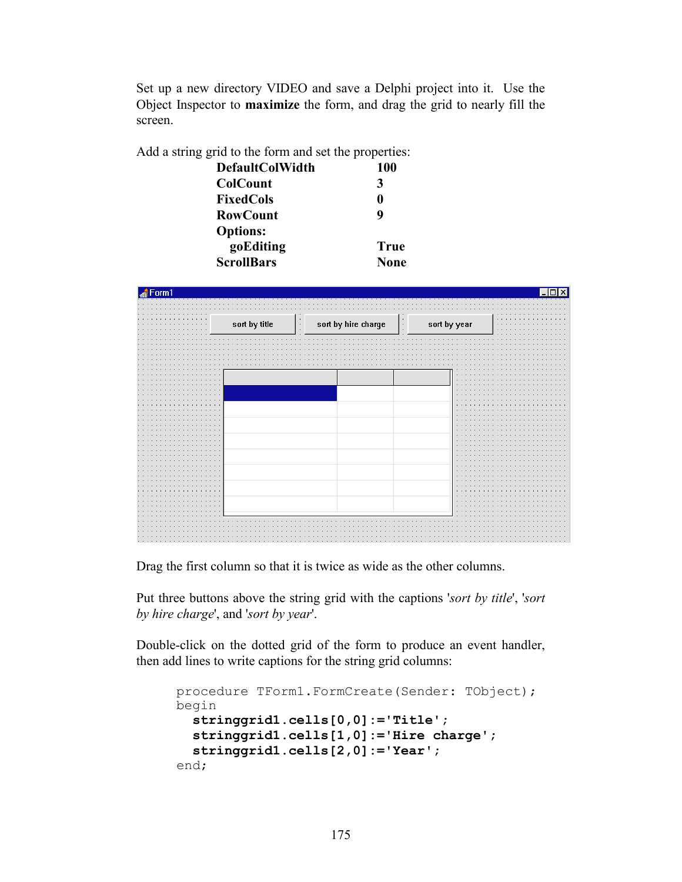Set up a new directory VIDEO and save a Delphi project into it. Use the Object Inspector to **maximize** the form, and drag the grid to nearly fill the screen.

Add a string grid to the form and set the properties:

| | |
|---|---|
| **DefaultColWidth** | **100** |
| **ColCount** | **3** |
| **FixedCols** | **0** |
| **RowCount** | **9** |
| **Options:** | |
| **goEditing** | **True** |
| **ScrollBars** | **None** |

Drag the first column so that it is twice as wide as the other columns.

Put three buttons above the string grid with the captions '*sort by title*', '*sort by hire charge*', and '*sort by year*'.

Double-click on the dotted grid of the form to produce an event handler, then add lines to write captions for the string grid columns:

```
procedure TForm1.FormCreate(Sender: TObject);
begin
  stringgrid1.cells[0,0]:='Title';
  stringgrid1.cells[1,0]:='Hire charge';
  stringgrid1.cells[2,0]:='Year';
end;
```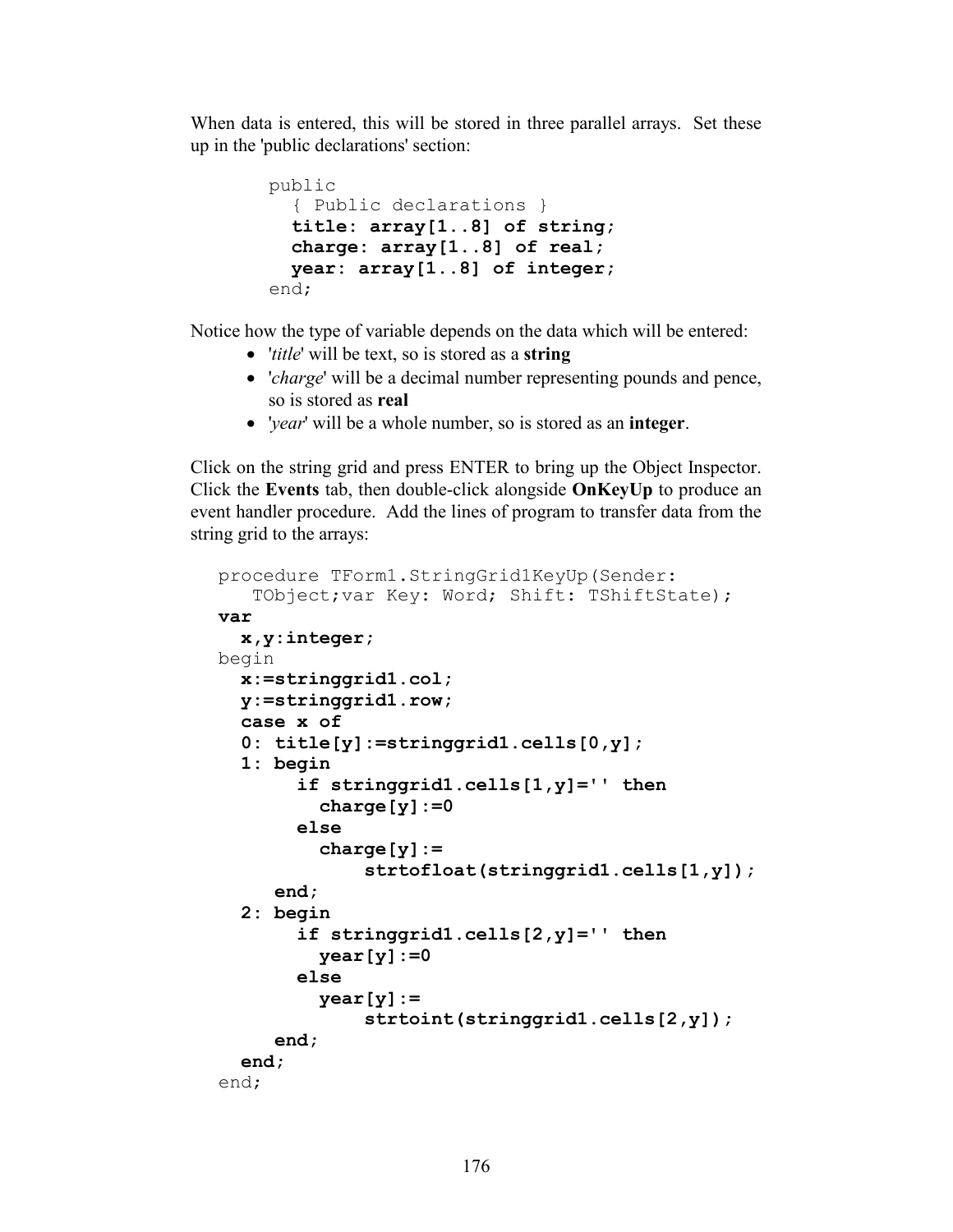When data is entered, this will be stored in three parallel arrays. Set these up in the 'public declarations' section:

```
public
  { Public declarations }
  title: array[1..8] of string;
  charge: array[1..8] of real;
  year: array[1..8] of integer;
end;
```

Notice how the type of variable depends on the data which will be entered:

- '*title*' will be text, so is stored as a **string**
- '*charge*' will be a decimal number representing pounds and pence, so is stored as **real**
- '*year*' will be a whole number, so is stored as an **integer**.

Click on the string grid and press ENTER to bring up the Object Inspector. Click the **Events** tab, then double-click alongside **OnKeyUp** to produce an event handler procedure. Add the lines of program to transfer data from the string grid to the arrays:

```
procedure TForm1.StringGrid1KeyUp(Sender:
    TObject;var Key: Word; Shift: TShiftState);
var
  x,y:integer;
begin
  x:=stringgrid1.col;
  y:=stringgrid1.row;
  case x of
  0: title[y]:=stringgrid1.cells[0,y];
  1: begin
       if stringgrid1.cells[1,y]='' then
         charge[y]:=0
       else
         charge[y]:=
             strtofloat(stringgrid1.cells[1,y]);
     end;
  2: begin
       if stringgrid1.cells[2,y]='' then
         year[y]:=0
       else
         year[y]:=
             strtoint(stringgrid1.cells[2,y]);
     end;
  end;
end;
```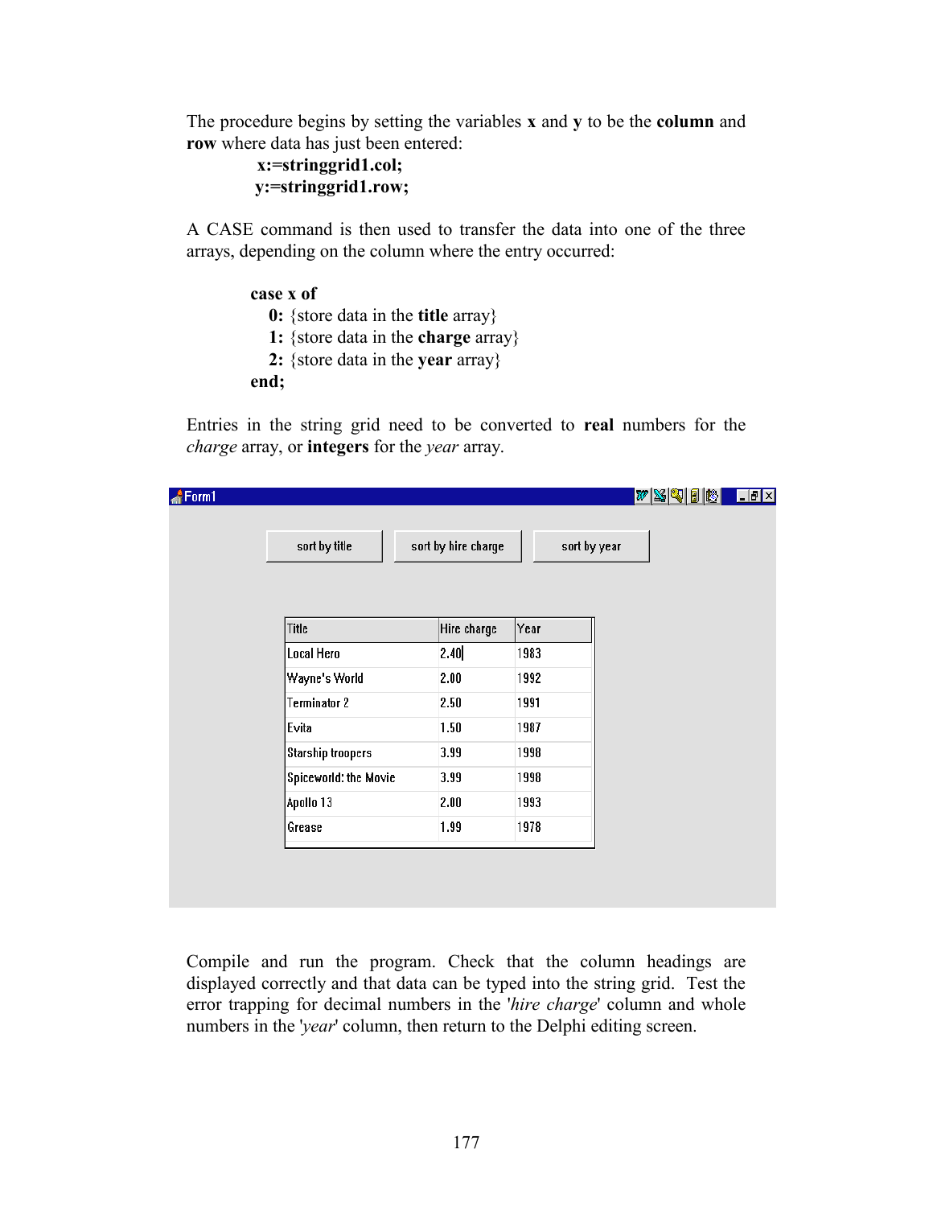The procedure begins by setting the variables **x** and **y** to be the **column** and **row** where data has just been entered:

```
x:=stringgrid1.col;
y:=stringgrid1.row;
```

A CASE command is then used to transfer the data into one of the three arrays, depending on the column where the entry occurred:

```
case x of
   0: {store data in the title array}
   1: {store data in the charge array}
   2: {store data in the year array}
end;
```

Entries in the string grid need to be converted to **real** numbers for the *charge* array, or **integers** for the *year* array.

Form1

sort by title | sort by hire charge | sort by year

| Title | Hire charge | Year |
|---|---|---|
| Local Hero | 2.40 | 1983 |
| Wayne's World | 2.00 | 1992 |
| Terminator 2 | 2.50 | 1991 |
| Evita | 1.50 | 1987 |
| Starship troopers | 3.99 | 1998 |
| Spiceworld: the Movie | 3.99 | 1998 |
| Apollo 13 | 2.00 | 1993 |
| Grease | 1.99 | 1978 |

Compile and run the program. Check that the column headings are displayed correctly and that data can be typed into the string grid. Test the error trapping for decimal numbers in the '*hire charge*' column and whole numbers in the '*year*' column, then return to the Delphi editing screen.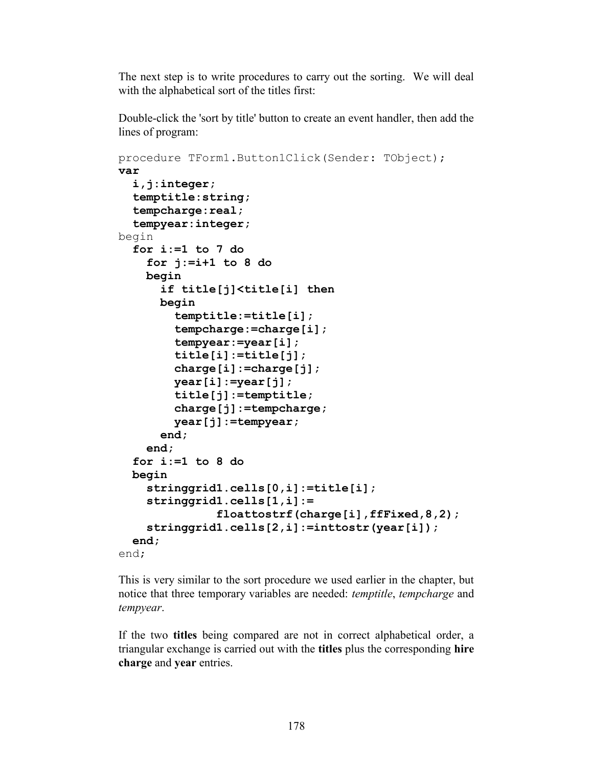The next step is to write procedures to carry out the sorting. We will deal with the alphabetical sort of the titles first:

Double-click the 'sort by title' button to create an event handler, then add the lines of program:

```
procedure TForm1.Button1Click(Sender: TObject);
var
  i,j:integer;
  temptitle:string;
  tempcharge:real;
  tempyear:integer;
begin
  for i:=1 to 7 do
    for j:=i+1 to 8 do
    begin
      if title[j]<title[i] then
      begin
        temptitle:=title[i];
        tempcharge:=charge[i];
        tempyear:=year[i];
        title[i]:=title[j];
        charge[i]:=charge[j];
        year[i]:=year[j];
        title[j]:=temptitle;
        charge[j]:=tempcharge;
        year[j]:=tempyear;
      end;
    end;
  for i:=1 to 8 do
  begin
    stringgrid1.cells[0,i]:=title[i];
    stringgrid1.cells[1,i]:=
              floattostrf(charge[i],ffFixed,8,2);
    stringgrid1.cells[2,i]:=inttostr(year[i]);
  end;
end;
```

This is very similar to the sort procedure we used earlier in the chapter, but notice that three temporary variables are needed: *temptitle*, *tempcharge* and *tempyear*.

If the two **titles** being compared are not in correct alphabetical order, a triangular exchange is carried out with the **titles** plus the corresponding **hire charge** and **year** entries.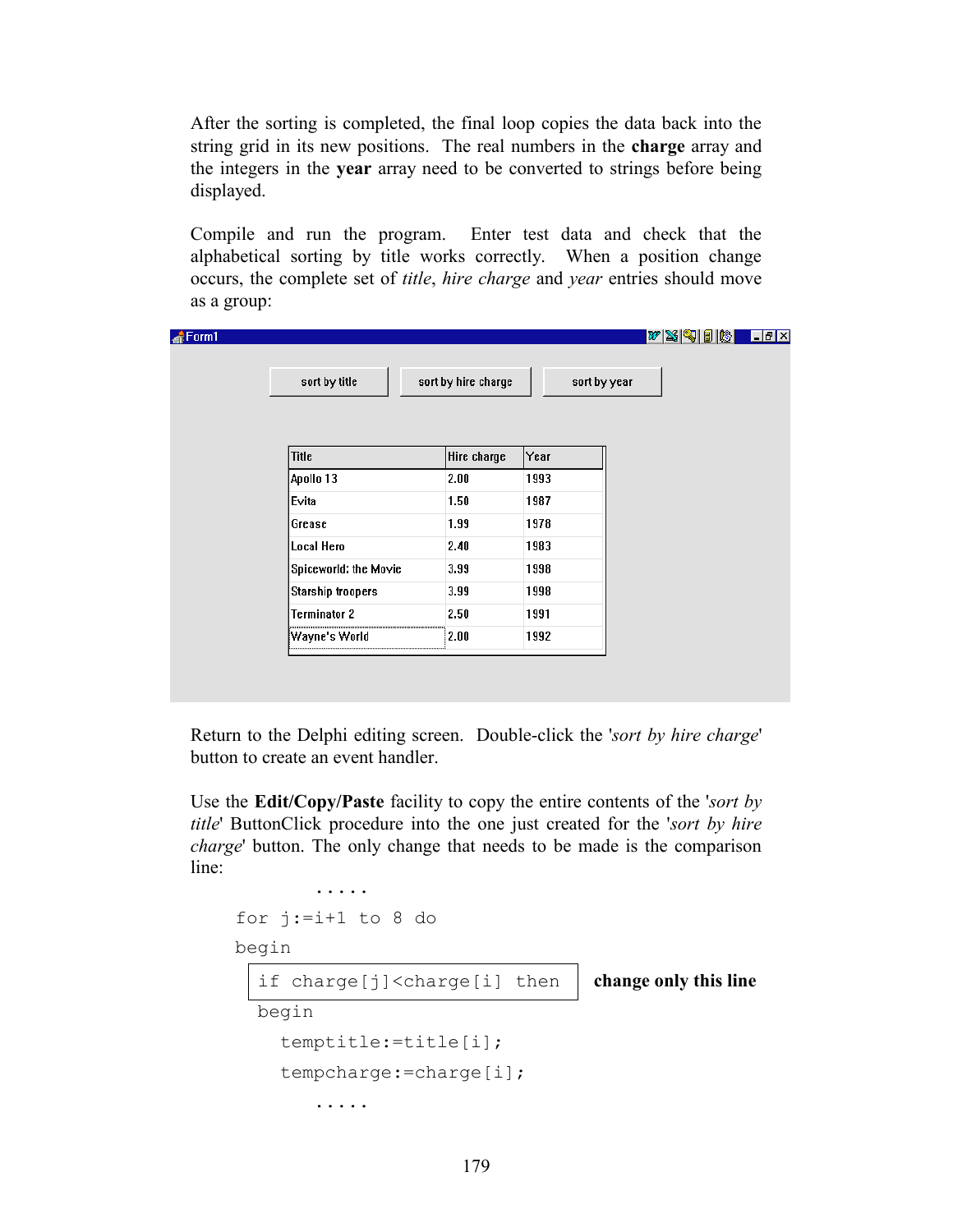After the sorting is completed, the final loop copies the data back into the string grid in its new positions. The real numbers in the **charge** array and the integers in the **year** array need to be converted to strings before being displayed.

Compile and run the program. Enter test data and check that the alphabetical sorting by title works correctly. When a position change occurs, the complete set of *title*, *hire charge* and *year* entries should move as a group:

Form1

[sort by title] [sort by hire charge] [sort by year]

| Title | Hire charge | Year |
|---|---|---|
| Apollo 13 | 2.00 | 1993 |
| Evita | 1.50 | 1987 |
| Grease | 1.99 | 1978 |
| Local Hero | 2.40 | 1983 |
| Spiceworld: the Movie | 3.99 | 1998 |
| Starship troopers | 3.99 | 1998 |
| Terminator 2 | 2.50 | 1991 |
| Wayne's World | 2.00 | 1992 |

Return to the Delphi editing screen. Double-click the '*sort by hire charge*' button to create an event handler.

Use the **Edit/Copy/Paste** facility to copy the entire contents of the '*sort by title*' ButtonClick procedure into the one just created for the '*sort by hire charge*' button. The only change that needs to be made is the comparison line:

```
      .....
for j:=i+1 to 8 do
begin
  if charge[j]<charge[i] then        change only this line
  begin
    temptitle:=title[i];
    tempcharge:=charge[i];
      .....
```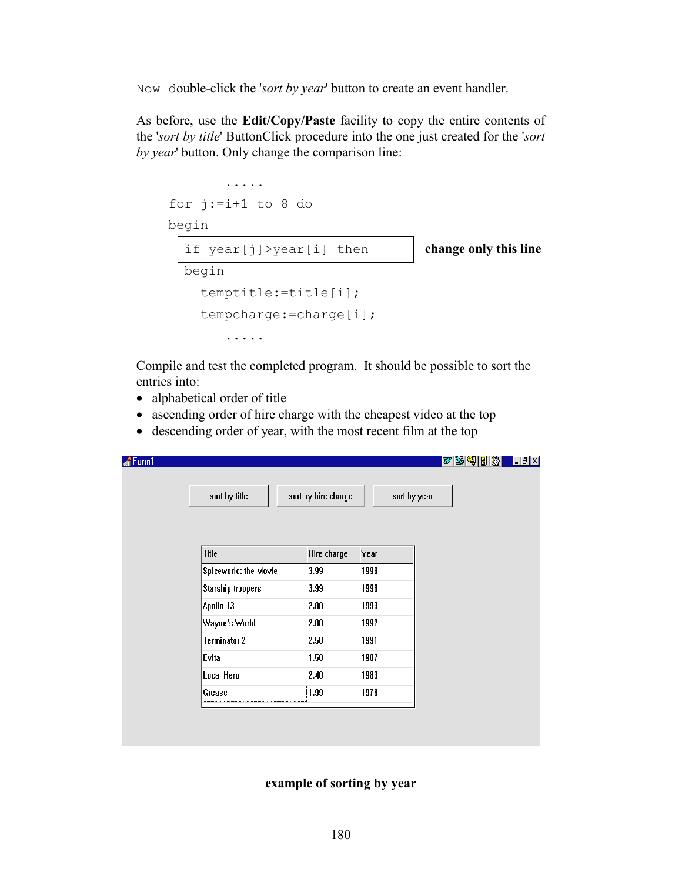Now double-click the '*sort by year*' button to create an event handler.

As before, use the **Edit/Copy/Paste** facility to copy the entire contents of the '*sort by title*' ButtonClick procedure into the one just created for the '*sort by year*' button. Only change the comparison line:

```
      .....
for j:=i+1 to 8 do
begin
  if year[j]>year[i] then        change only this line
  begin
    temptitle:=title[i];
    tempcharge:=charge[i];
      .....
```

Compile and test the completed program. It should be possible to sort the entries into:

- alphabetical order of title
- ascending order of hire charge with the cheapest video at the top
- descending order of year, with the most recent film at the top

Form1

sort by title | sort by hire charge | sort by year

| Title | Hire charge | Year |
| --- | --- | --- |
| Spiceworld: the Movie | 3.99 | 1998 |
| Starship troopers | 3.99 | 1998 |
| Apollo 13 | 2.00 | 1993 |
| Wayne's World | 2.00 | 1992 |
| Terminator 2 | 2.50 | 1991 |
| Evita | 1.50 | 1987 |
| Local Hero | 2.40 | 1983 |
| Grease | 1.99 | 1978 |

**example of sorting by year**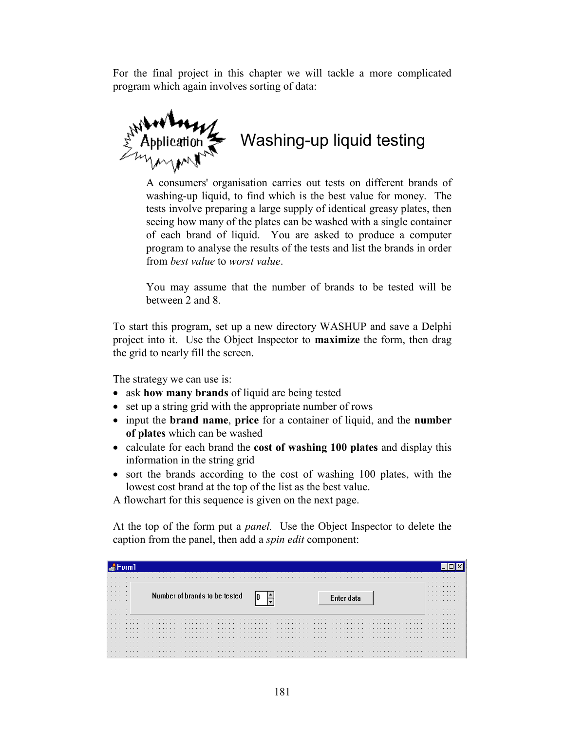For the final project in this chapter we will tackle a more complicated program which again involves sorting of data:

## Application: Washing-up liquid testing

A consumers' organisation carries out tests on different brands of washing-up liquid, to find which is the best value for money. The tests involve preparing a large supply of identical greasy plates, then seeing how many of the plates can be washed with a single container of each brand of liquid. You are asked to produce a computer program to analyse the results of the tests and list the brands in order from *best value* to *worst value*.

You may assume that the number of brands to be tested will be between 2 and 8.

To start this program, set up a new directory WASHUP and save a Delphi project into it. Use the Object Inspector to **maximize** the form, then drag the grid to nearly fill the screen.

The strategy we can use is:

- ask **how many brands** of liquid are being tested
- set up a string grid with the appropriate number of rows
- input the **brand name**, **price** for a container of liquid, and the **number of plates** which can be washed
- calculate for each brand the **cost of washing 100 plates** and display this information in the string grid
- sort the brands according to the cost of washing 100 plates, with the lowest cost brand at the top of the list as the best value.

A flowchart for this sequence is given on the next page.

At the top of the form put a *panel.* Use the Object Inspector to delete the caption from the panel, then add a *spin edit* component:

Form1 — Number of brands to be tested [0] — Enter data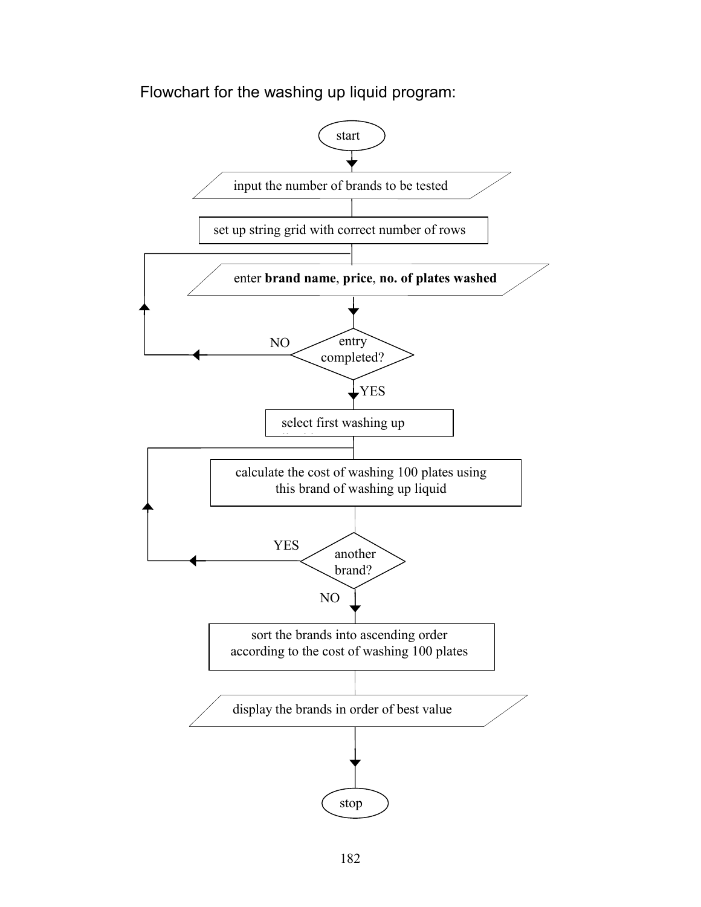Flowchart for the washing up liquid program:

start

input the number of brands to be tested

set up string grid with correct number of rows

enter **brand name**, **price**, **no. of plates washed**

entry completed? — NO (loop back) / YES

select first washing up liquid

calculate the cost of washing 100 plates using this brand of washing up liquid

another brand? — YES (loop back) / NO

sort the brands into ascending order according to the cost of washing 100 plates

display the brands in order of best value

stop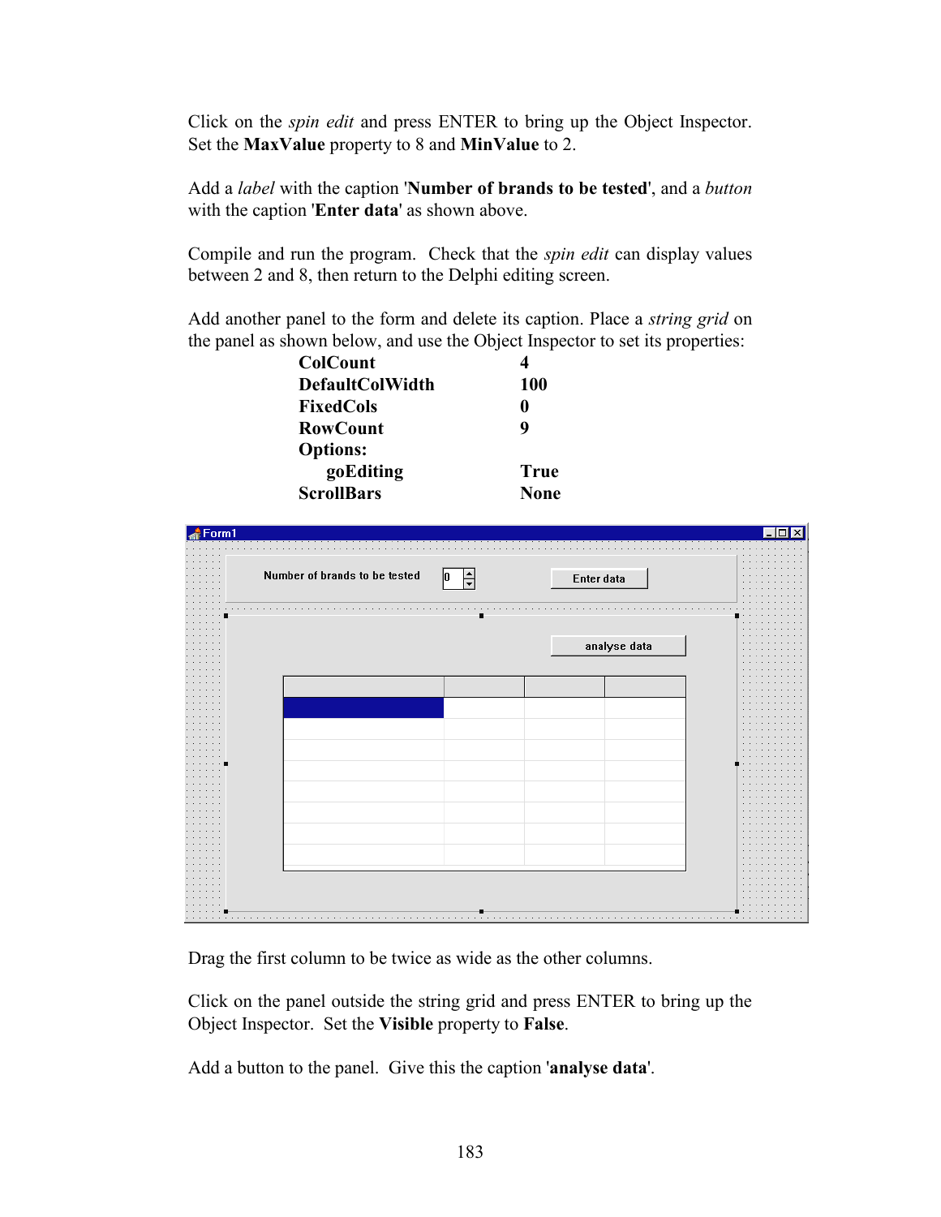Click on the *spin edit* and press ENTER to bring up the Object Inspector. Set the **MaxValue** property to 8 and **MinValue** to 2.

Add a *label* with the caption '**Number of brands to be tested**', and a *button* with the caption '**Enter data**' as shown above.

Compile and run the program. Check that the *spin edit* can display values between 2 and 8, then return to the Delphi editing screen.

Add another panel to the form and delete its caption. Place a *string grid* on the panel as shown below, and use the Object Inspector to set its properties:

| | |
|---|---|
| **ColCount** | **4** |
| **DefaultColWidth** | **100** |
| **FixedCols** | **0** |
| **RowCount** | **9** |
| **Options:** | |
| **goEditing** | **True** |
| **ScrollBars** | **None** |

Drag the first column to be twice as wide as the other columns.

Click on the panel outside the string grid and press ENTER to bring up the Object Inspector. Set the **Visible** property to **False**.

Add a button to the panel. Give this the caption '**analyse data**'.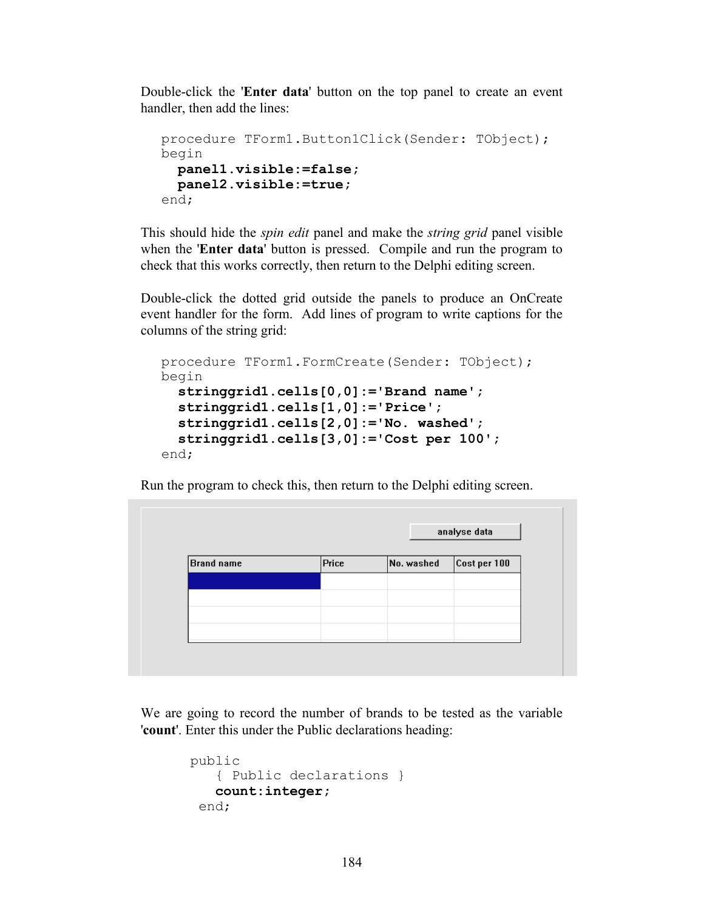Double-click the '**Enter data**' button on the top panel to create an event handler, then add the lines:

```
procedure TForm1.Button1Click(Sender: TObject);
begin
  panel1.visible:=false;
  panel2.visible:=true;
end;
```

This should hide the *spin edit* panel and make the *string grid* panel visible when the '**Enter data**' button is pressed. Compile and run the program to check that this works correctly, then return to the Delphi editing screen.

Double-click the dotted grid outside the panels to produce an OnCreate event handler for the form. Add lines of program to write captions for the columns of the string grid:

```
procedure TForm1.FormCreate(Sender: TObject);
begin
  stringgrid1.cells[0,0]:='Brand name';
  stringgrid1.cells[1,0]:='Price';
  stringgrid1.cells[2,0]:='No. washed';
  stringgrid1.cells[3,0]:='Cost per 100';
end;
```

Run the program to check this, then return to the Delphi editing screen.

analyse data

| Brand name | Price | No. washed | Cost per 100 |
|---|---|---|---|
| | | | |
| | | | |
| | | | |
| | | | |

We are going to record the number of brands to be tested as the variable '**count**'. Enter this under the Public declarations heading:

```
public
   { Public declarations }
   count:integer;
 end;
```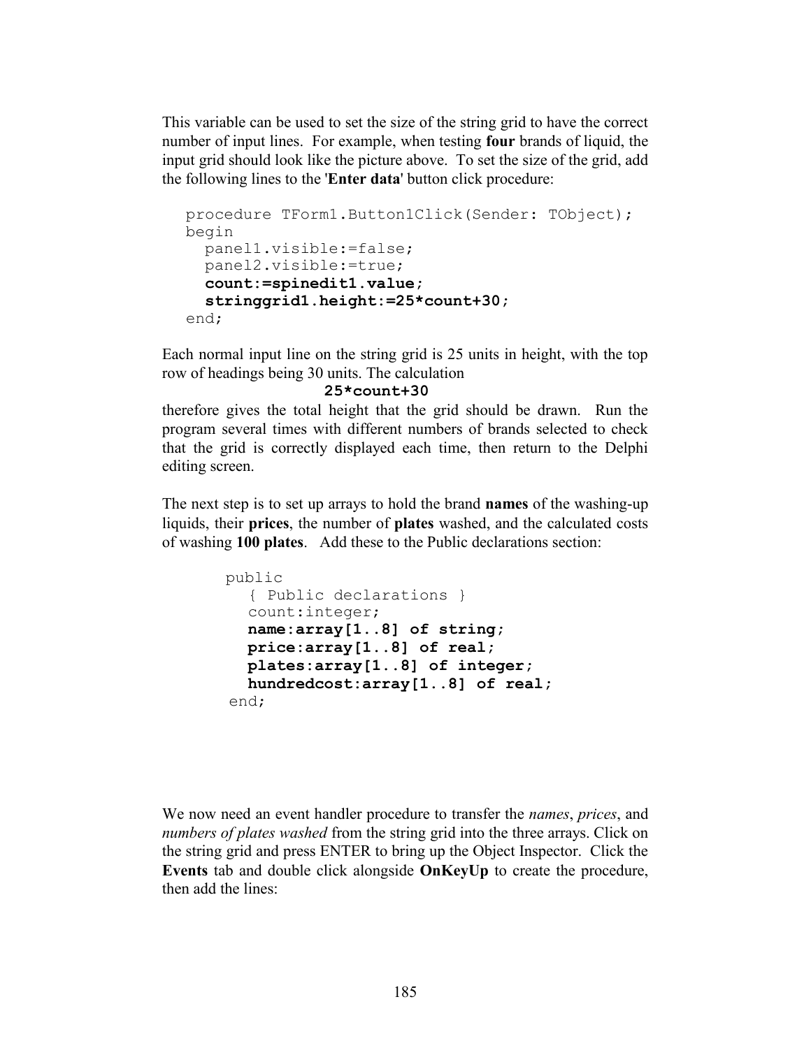This variable can be used to set the size of the string grid to have the correct number of input lines. For example, when testing **four** brands of liquid, the input grid should look like the picture above. To set the size of the grid, add the following lines to the '**Enter data**' button click procedure:

```
procedure TForm1.Button1Click(Sender: TObject);
begin
  panel1.visible:=false;
  panel2.visible:=true;
  count:=spinedit1.value;
  stringgrid1.height:=25*count+30;
end;
```

Each normal input line on the string grid is 25 units in height, with the top row of headings being 30 units. The calculation

**25*count+30**

therefore gives the total height that the grid should be drawn. Run the program several times with different numbers of brands selected to check that the grid is correctly displayed each time, then return to the Delphi editing screen.

The next step is to set up arrays to hold the brand **names** of the washing-up liquids, their **prices**, the number of **plates** washed, and the calculated costs of washing **100 plates**. Add these to the Public declarations section:

```
public
  { Public declarations }
  count:integer;
  name:array[1..8] of string;
  price:array[1..8] of real;
  plates:array[1..8] of integer;
  hundredcost:array[1..8] of real;
end;
```

We now need an event handler procedure to transfer the *names*, *prices*, and *numbers of plates washed* from the string grid into the three arrays. Click on the string grid and press ENTER to bring up the Object Inspector. Click the **Events** tab and double click alongside **OnKeyUp** to create the procedure, then add the lines: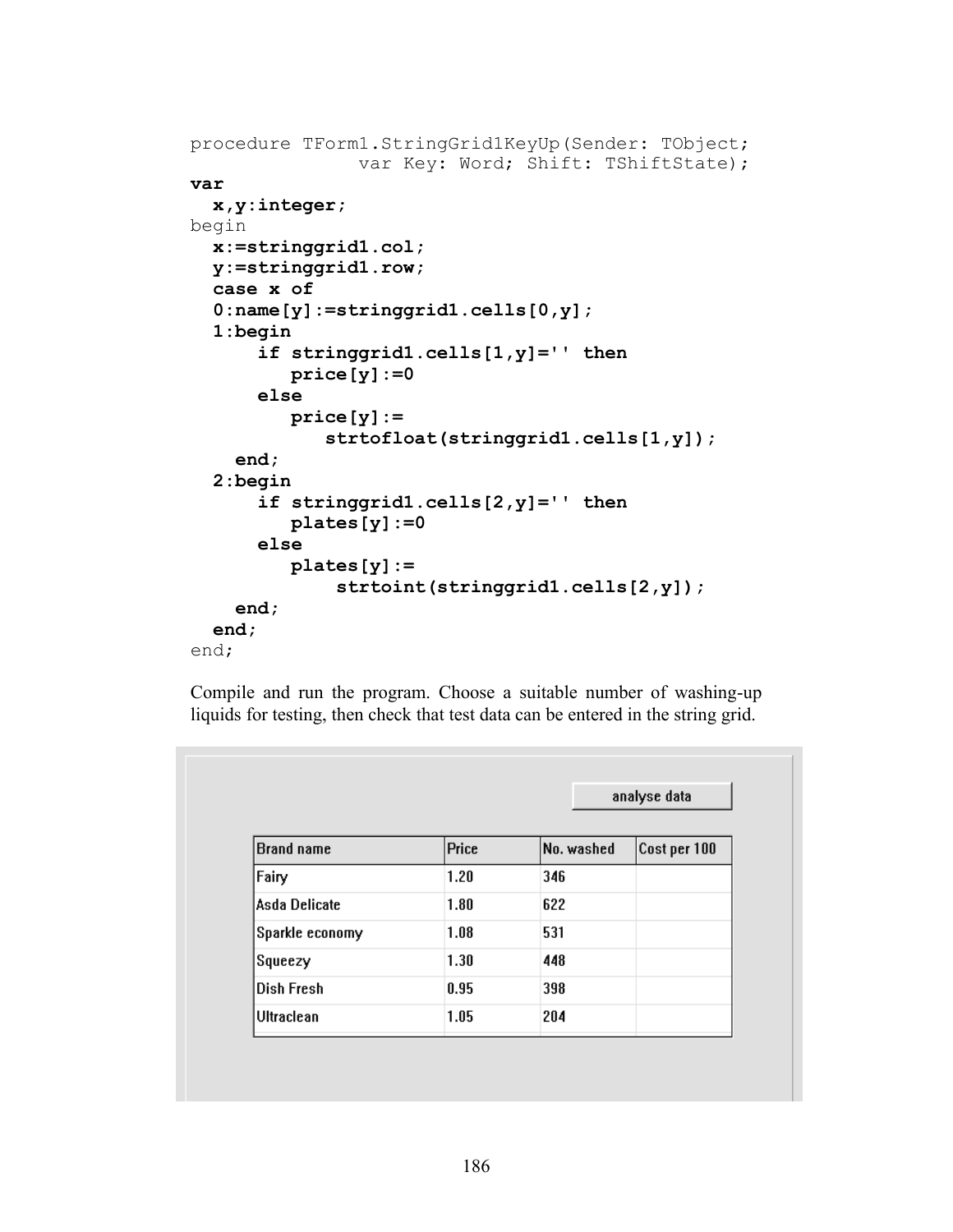```
procedure TForm1.StringGrid1KeyUp(Sender: TObject;
              var Key: Word; Shift: TShiftState);
var
  x,y:integer;
begin
  x:=stringgrid1.col;
  y:=stringgrid1.row;
  case x of
  0:name[y]:=stringgrid1.cells[0,y];
  1:begin
      if stringgrid1.cells[1,y]='' then
         price[y]:=0
      else
         price[y]:=
            strtofloat(stringgrid1.cells[1,y]);
    end;
  2:begin
      if stringgrid1.cells[2,y]='' then
         plates[y]:=0
      else
         plates[y]:=
             strtoint(stringgrid1.cells[2,y]);
    end;
  end;
end;
```

Compile and run the program. Choose a suitable number of washing-up liquids for testing, then check that test data can be entered in the string grid.

analyse data

| Brand name | Price | No. washed | Cost per 100 |
|---|---|---|---|
| Fairy | 1.20 | 346 | |
| Asda Delicate | 1.80 | 622 | |
| Sparkle economy | 1.08 | 531 | |
| Squeezy | 1.30 | 448 | |
| Dish Fresh | 0.95 | 398 | |
| Ultraclean | 1.05 | 204 | |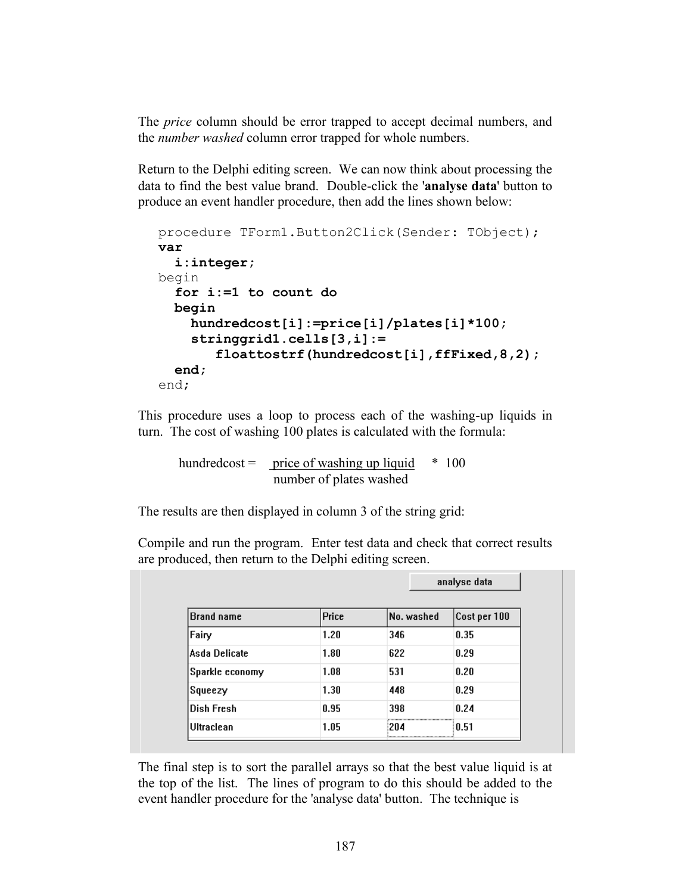The *price* column should be error trapped to accept decimal numbers, and the *number washed* column error trapped for whole numbers.

Return to the Delphi editing screen. We can now think about processing the data to find the best value brand. Double-click the '**analyse data**' button to produce an event handler procedure, then add the lines shown below:

```
procedure TForm1.Button2Click(Sender: TObject);
var
  i:integer;
begin
  for i:=1 to count do
  begin
    hundredcost[i]:=price[i]/plates[i]*100;
    stringgrid1.cells[3,i]:=
       floattostrf(hundredcost[i],ffFixed,8,2);
  end;
end;
```

This procedure uses a loop to process each of the washing-up liquids in turn. The cost of washing 100 plates is calculated with the formula:

$$\text{hundredcost} = \frac{\text{price of washing up liquid}}{\text{number of plates washed}} * 100$$

The results are then displayed in column 3 of the string grid:

Compile and run the program. Enter test data and check that correct results are produced, then return to the Delphi editing screen.

analyse data

| Brand name | Price | No. washed | Cost per 100 |
|---|---|---|---|
| Fairy | 1.20 | 346 | 0.35 |
| Asda Delicate | 1.80 | 622 | 0.29 |
| Sparkle economy | 1.08 | 531 | 0.20 |
| Squeezy | 1.30 | 448 | 0.29 |
| Dish Fresh | 0.95 | 398 | 0.24 |
| Ultraclean | 1.05 | 204 | 0.51 |

The final step is to sort the parallel arrays so that the best value liquid is at the top of the list. The lines of program to do this should be added to the event handler procedure for the 'analyse data' button. The technique is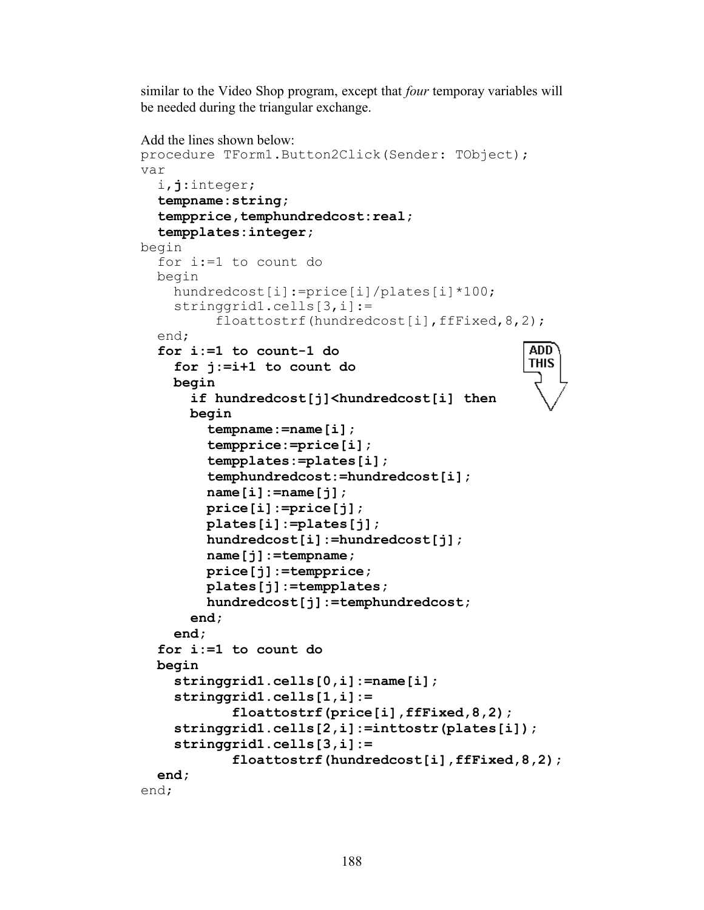similar to the Video Shop program, except that *four* temporay variables will be needed during the triangular exchange.

Add the lines shown below:

```
procedure TForm1.Button2Click(Sender: TObject);
var
  i,j:integer;
  tempname:string;
  tempprice,temphundredcost:real;
  tempplates:integer;
begin
  for i:=1 to count do
  begin
    hundredcost[i]:=price[i]/plates[i]*100;
    stringgrid1.cells[3,i]:=
         floattostrf(hundredcost[i],ffFixed,8,2);
  end;
  for i:=1 to count-1 do
    for j:=i+1 to count do
    begin
      if hundredcost[j]<hundredcost[i] then
      begin
        tempname:=name[i];
        tempprice:=price[i];
        tempplates:=plates[i];
        temphundredcost:=hundredcost[i];
        name[i]:=name[j];
        price[i]:=price[j];
        plates[i]:=plates[j];
        hundredcost[i]:=hundredcost[j];
        name[j]:=tempname;
        price[j]:=tempprice;
        plates[j]:=tempplates;
        hundredcost[j]:=temphundredcost;
      end;
    end;
  for i:=1 to count do
  begin
    stringgrid1.cells[0,i]:=name[i];
    stringgrid1.cells[1,i]:=
           floattostrf(price[i],ffFixed,8,2);
    stringgrid1.cells[2,i]:=inttostr(plates[i]);
    stringgrid1.cells[3,i]:=
           floattostrf(hundredcost[i],ffFixed,8,2);
  end;
end;
```

ADD THIS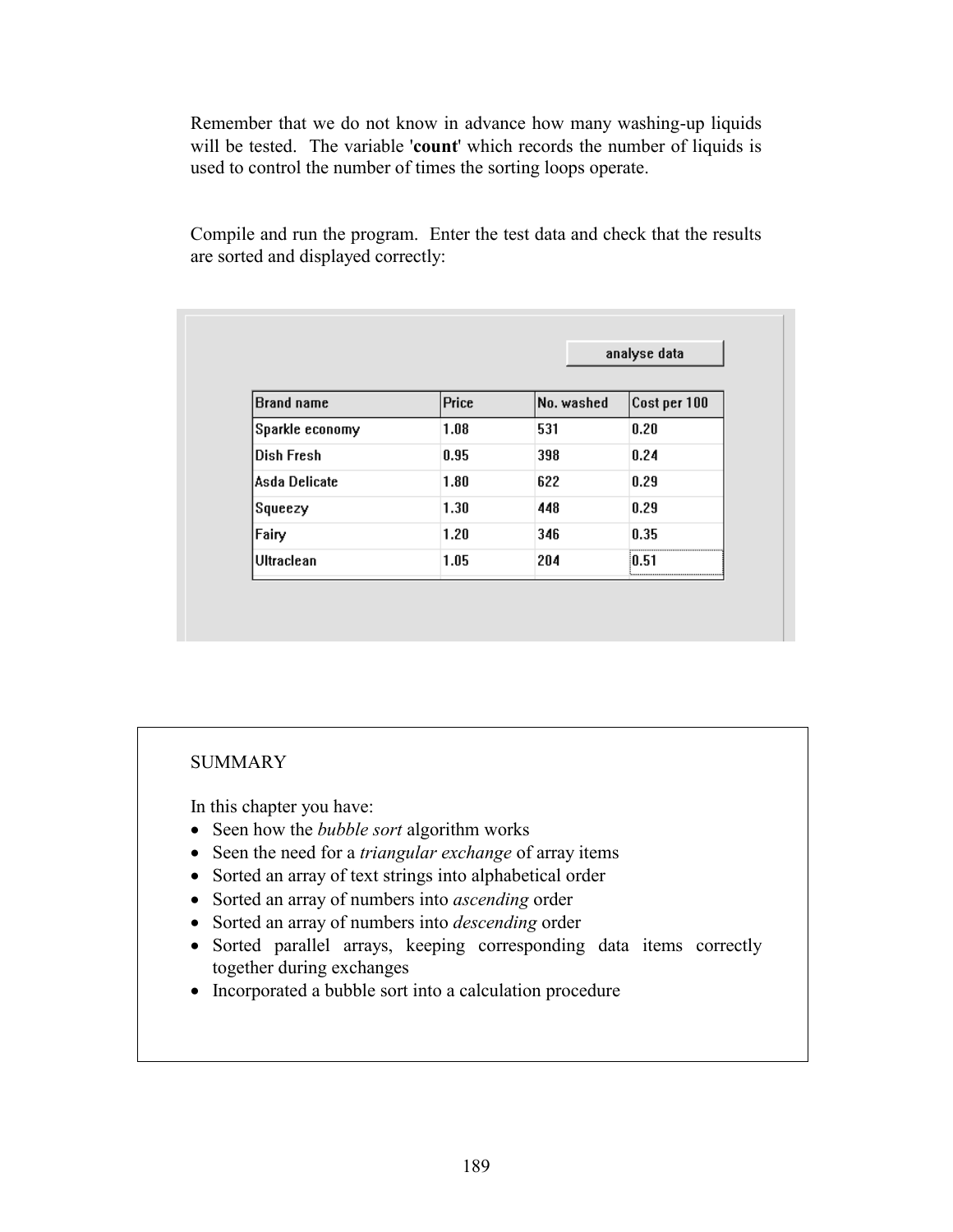Remember that we do not know in advance how many washing-up liquids will be tested. The variable '**count**' which records the number of liquids is used to control the number of times the sorting loops operate.

Compile and run the program. Enter the test data and check that the results are sorted and displayed correctly:

analyse data

| Brand name | Price | No. washed | Cost per 100 |
|---|---|---|---|
| Sparkle economy | 1.08 | 531 | 0.20 |
| Dish Fresh | 0.95 | 398 | 0.24 |
| Asda Delicate | 1.80 | 622 | 0.29 |
| Squeezy | 1.30 | 448 | 0.29 |
| Fairy | 1.20 | 346 | 0.35 |
| Ultraclean | 1.05 | 204 | 0.51 |

SUMMARY

In this chapter you have:

- Seen how the *bubble sort* algorithm works
- Seen the need for a *triangular exchange* of array items
- Sorted an array of text strings into alphabetical order
- Sorted an array of numbers into *ascending* order
- Sorted an array of numbers into *descending* order
- Sorted parallel arrays, keeping corresponding data items correctly together during exchanges
- Incorporated a bubble sort into a calculation procedure